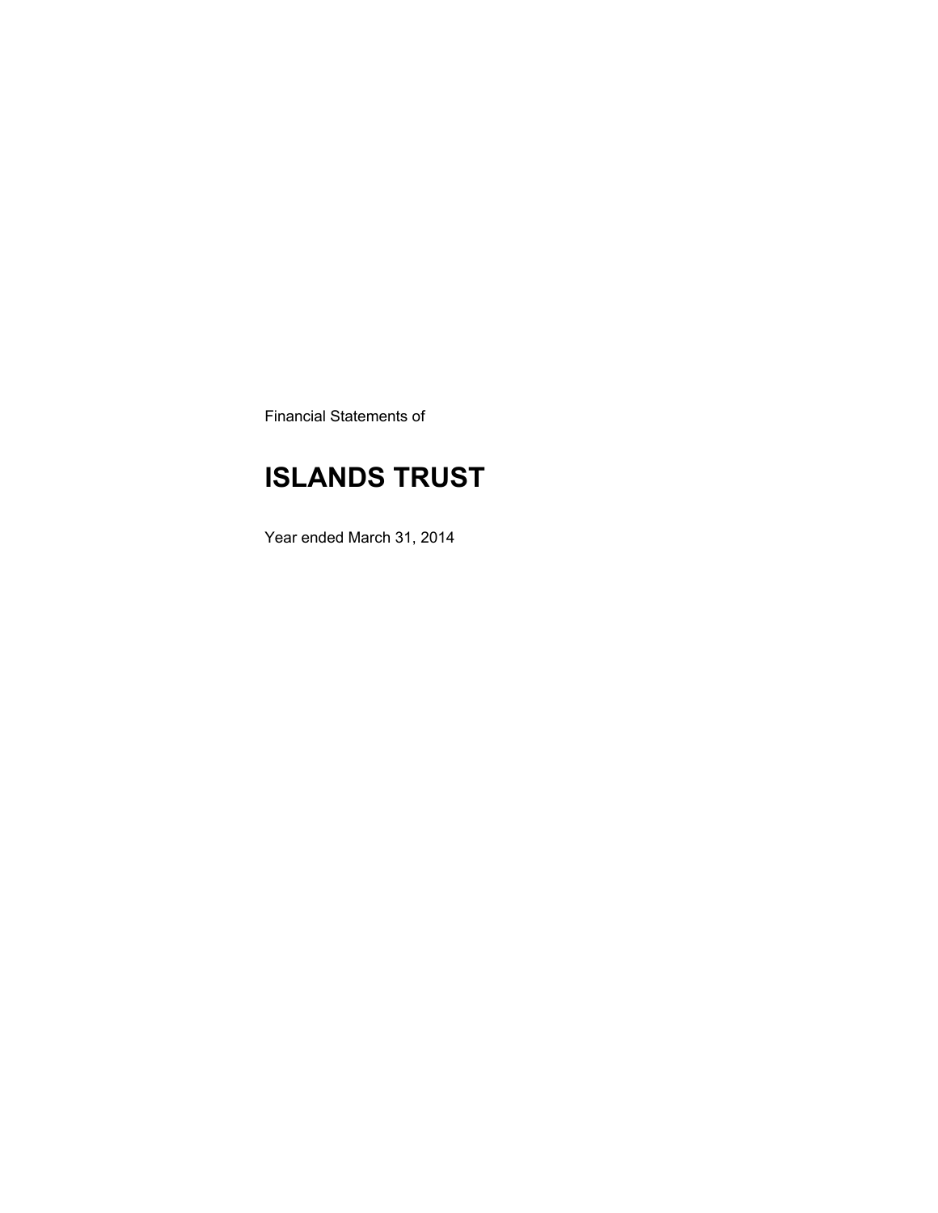Financial Statements of

# ISLANDS TRUST

Year ended March 31, 2014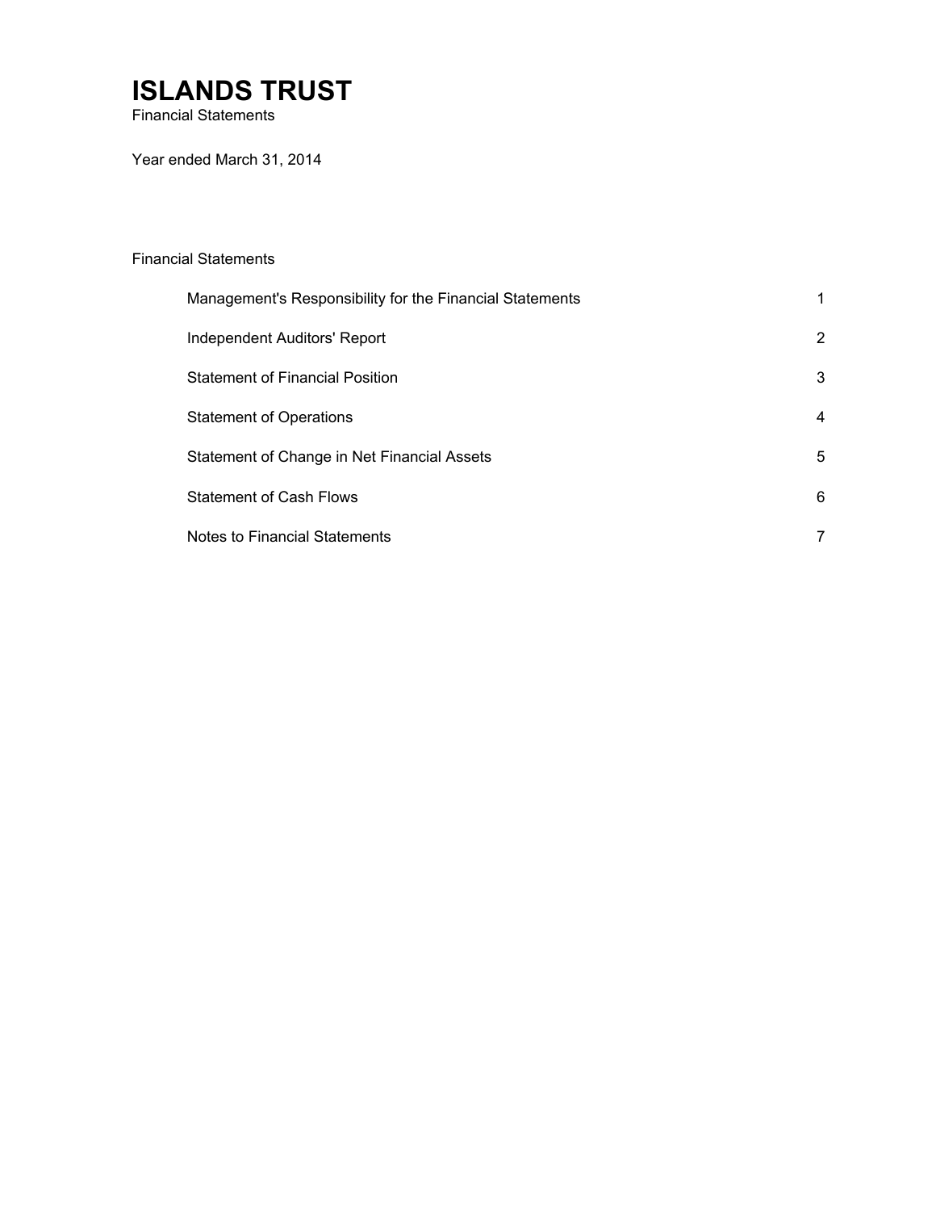# ISLANDS TRUST

Financial Statements

Year ended March 31, 2014

Financial Statements

| | |
|---|---|
| Management's Responsibility for the Financial Statements | 1 |
| Independent Auditors' Report | 2 |
| Statement of Financial Position | 3 |
| Statement of Operations | 4 |
| Statement of Change in Net Financial Assets | 5 |
| Statement of Cash Flows | 6 |
| Notes to Financial Statements | 7 |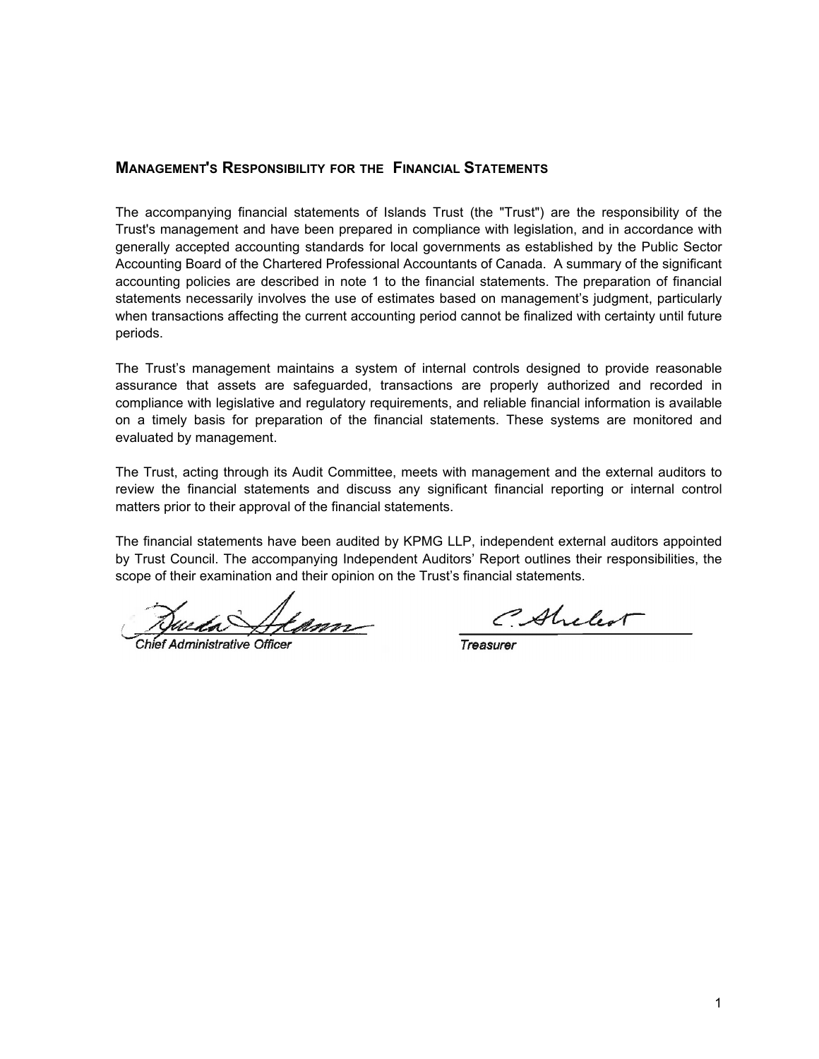## Management's Responsibility for the Financial Statements

The accompanying financial statements of Islands Trust (the "Trust") are the responsibility of the Trust's management and have been prepared in compliance with legislation, and in accordance with generally accepted accounting standards for local governments as established by the Public Sector Accounting Board of the Chartered Professional Accountants of Canada. A summary of the significant accounting policies are described in note 1 to the financial statements. The preparation of financial statements necessarily involves the use of estimates based on management's judgment, particularly when transactions affecting the current accounting period cannot be finalized with certainty until future periods.

The Trust's management maintains a system of internal controls designed to provide reasonable assurance that assets are safeguarded, transactions are properly authorized and recorded in compliance with legislative and regulatory requirements, and reliable financial information is available on a timely basis for preparation of the financial statements. These systems are monitored and evaluated by management.

The Trust, acting through its Audit Committee, meets with management and the external auditors to review the financial statements and discuss any significant financial reporting or internal control matters prior to their approval of the financial statements.

The financial statements have been audited by KPMG LLP, independent external auditors appointed by Trust Council. The accompanying Independent Auditors' Report outlines their responsibilities, the scope of their examination and their opinion on the Trust's financial statements.

*Chief Administrative Officer*

*Treasurer*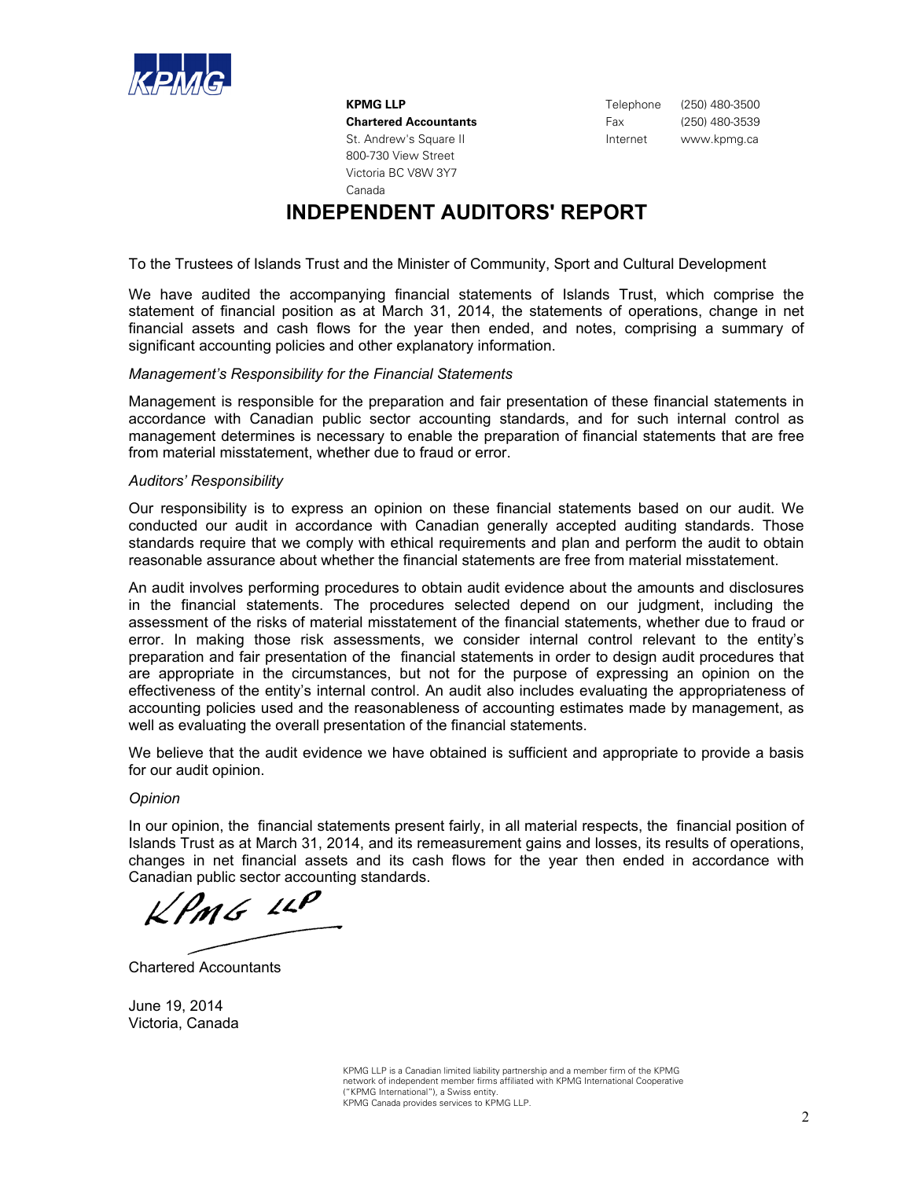**KPMG LLP**
**Chartered Accountants**
St. Andrew's Square II
800-730 View Street
Victoria BC V8W 3Y7
Canada

Telephone (250) 480-3500
Fax (250) 480-3539
Internet www.kpmg.ca

# INDEPENDENT AUDITORS' REPORT

To the Trustees of Islands Trust and the Minister of Community, Sport and Cultural Development

We have audited the accompanying financial statements of Islands Trust, which comprise the statement of financial position as at March 31, 2014, the statements of operations, change in net financial assets and cash flows for the year then ended, and notes, comprising a summary of significant accounting policies and other explanatory information.

*Management's Responsibility for the Financial Statements*

Management is responsible for the preparation and fair presentation of these financial statements in accordance with Canadian public sector accounting standards, and for such internal control as management determines is necessary to enable the preparation of financial statements that are free from material misstatement, whether due to fraud or error.

*Auditors' Responsibility*

Our responsibility is to express an opinion on these financial statements based on our audit. We conducted our audit in accordance with Canadian generally accepted auditing standards. Those standards require that we comply with ethical requirements and plan and perform the audit to obtain reasonable assurance about whether the financial statements are free from material misstatement.

An audit involves performing procedures to obtain audit evidence about the amounts and disclosures in the financial statements. The procedures selected depend on our judgment, including the assessment of the risks of material misstatement of the financial statements, whether due to fraud or error. In making those risk assessments, we consider internal control relevant to the entity's preparation and fair presentation of the financial statements in order to design audit procedures that are appropriate in the circumstances, but not for the purpose of expressing an opinion on the effectiveness of the entity's internal control. An audit also includes evaluating the appropriateness of accounting policies used and the reasonableness of accounting estimates made by management, as well as evaluating the overall presentation of the financial statements.

We believe that the audit evidence we have obtained is sufficient and appropriate to provide a basis for our audit opinion.

*Opinion*

In our opinion, the financial statements present fairly, in all material respects, the financial position of Islands Trust as at March 31, 2014, and its remeasurement gains and losses, its results of operations, changes in net financial assets and its cash flows for the year then ended in accordance with Canadian public sector accounting standards.

KPMG LLP

Chartered Accountants

June 19, 2014
Victoria, Canada

KPMG LLP is a Canadian limited liability partnership and a member firm of the KPMG network of independent member firms affiliated with KPMG International Cooperative ("KPMG International"), a Swiss entity.
KPMG Canada provides services to KPMG LLP.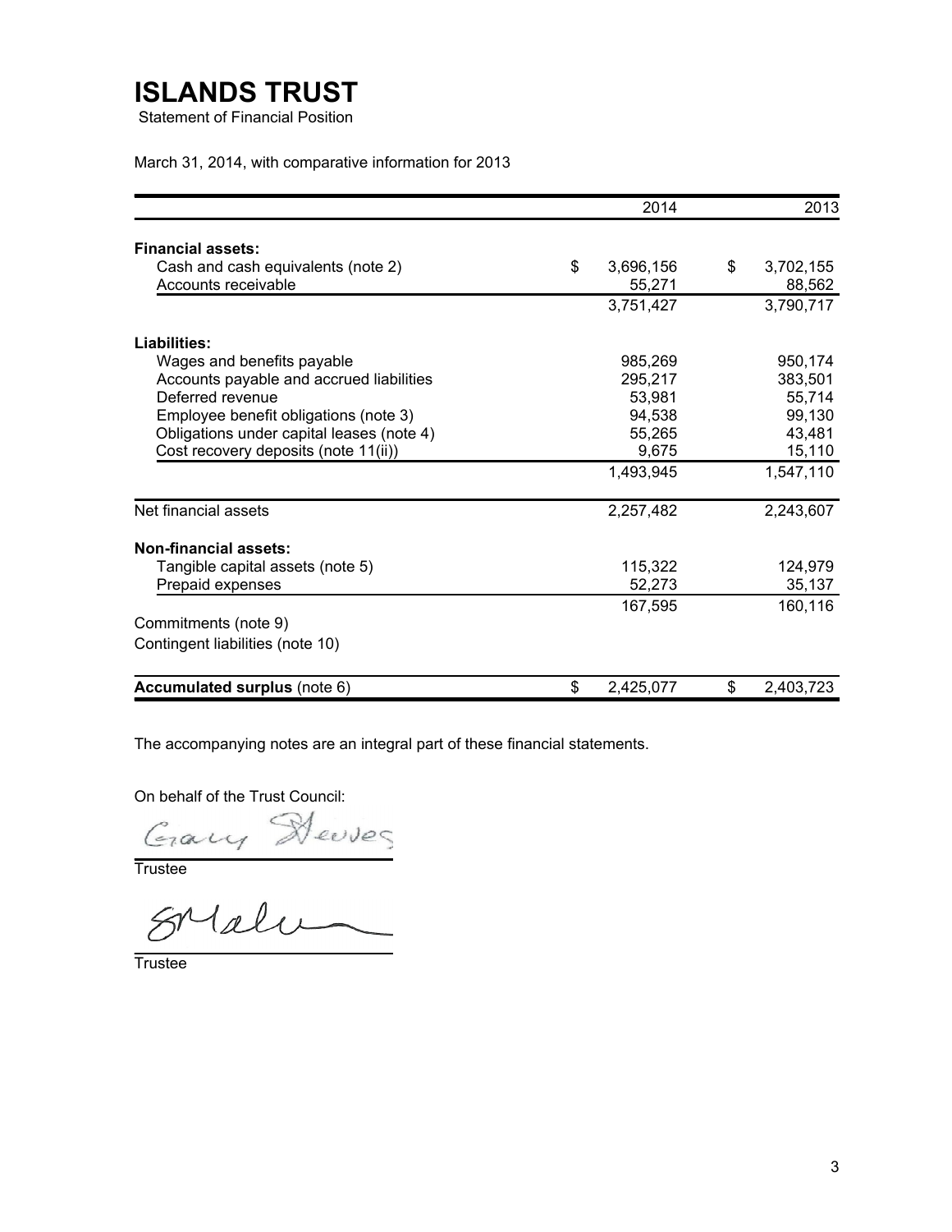# ISLANDS TRUST

Statement of Financial Position

March 31, 2014, with comparative information for 2013

| | 2014 | 2013 |
|---|---|---|
| **Financial assets:** | | |
| Cash and cash equivalents (note 2) | $ 3,696,156 | $ 3,702,155 |
| Accounts receivable | 55,271 | 88,562 |
| | 3,751,427 | 3,790,717 |
| **Liabilities:** | | |
| Wages and benefits payable | 985,269 | 950,174 |
| Accounts payable and accrued liabilities | 295,217 | 383,501 |
| Deferred revenue | 53,981 | 55,714 |
| Employee benefit obligations (note 3) | 94,538 | 99,130 |
| Obligations under capital leases (note 4) | 55,265 | 43,481 |
| Cost recovery deposits (note 11(ii)) | 9,675 | 15,110 |
| | 1,493,945 | 1,547,110 |
| Net financial assets | 2,257,482 | 2,243,607 |
| **Non-financial assets:** | | |
| Tangible capital assets (note 5) | 115,322 | 124,979 |
| Prepaid expenses | 52,273 | 35,137 |
| | 167,595 | 160,116 |
| Commitments (note 9) | | |
| Contingent liabilities (note 10) | | |
| **Accumulated surplus** (note 6) | $ 2,425,077 | $ 2,403,723 |

The accompanying notes are an integral part of these financial statements.

On behalf of the Trust Council:

Gary Steves

Trustee

Trustee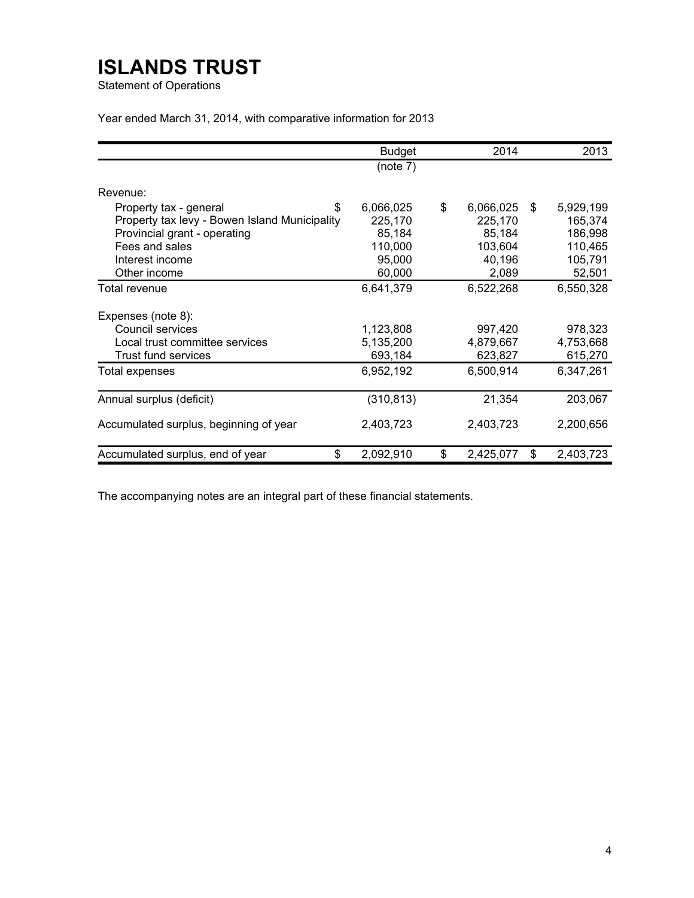# ISLANDS TRUST

Statement of Operations

Year ended March 31, 2014, with comparative information for 2013

| | Budget (note 7) | 2014 | 2013 |
|---|---|---|---|
| Revenue: | | | |
| Property tax - general | $ 6,066,025 | $ 6,066,025 | $ 5,929,199 |
| Property tax levy - Bowen Island Municipality | 225,170 | 225,170 | 165,374 |
| Provincial grant - operating | 85,184 | 85,184 | 186,998 |
| Fees and sales | 110,000 | 103,604 | 110,465 |
| Interest income | 95,000 | 40,196 | 105,791 |
| Other income | 60,000 | 2,089 | 52,501 |
| Total revenue | 6,641,379 | 6,522,268 | 6,550,328 |
| Expenses (note 8): | | | |
| Council services | 1,123,808 | 997,420 | 978,323 |
| Local trust committee services | 5,135,200 | 4,879,667 | 4,753,668 |
| Trust fund services | 693,184 | 623,827 | 615,270 |
| Total expenses | 6,952,192 | 6,500,914 | 6,347,261 |
| Annual surplus (deficit) | (310,813) | 21,354 | 203,067 |
| Accumulated surplus, beginning of year | 2,403,723 | 2,403,723 | 2,200,656 |
| Accumulated surplus, end of year | $ 2,092,910 | $ 2,425,077 | $ 2,403,723 |

The accompanying notes are an integral part of these financial statements.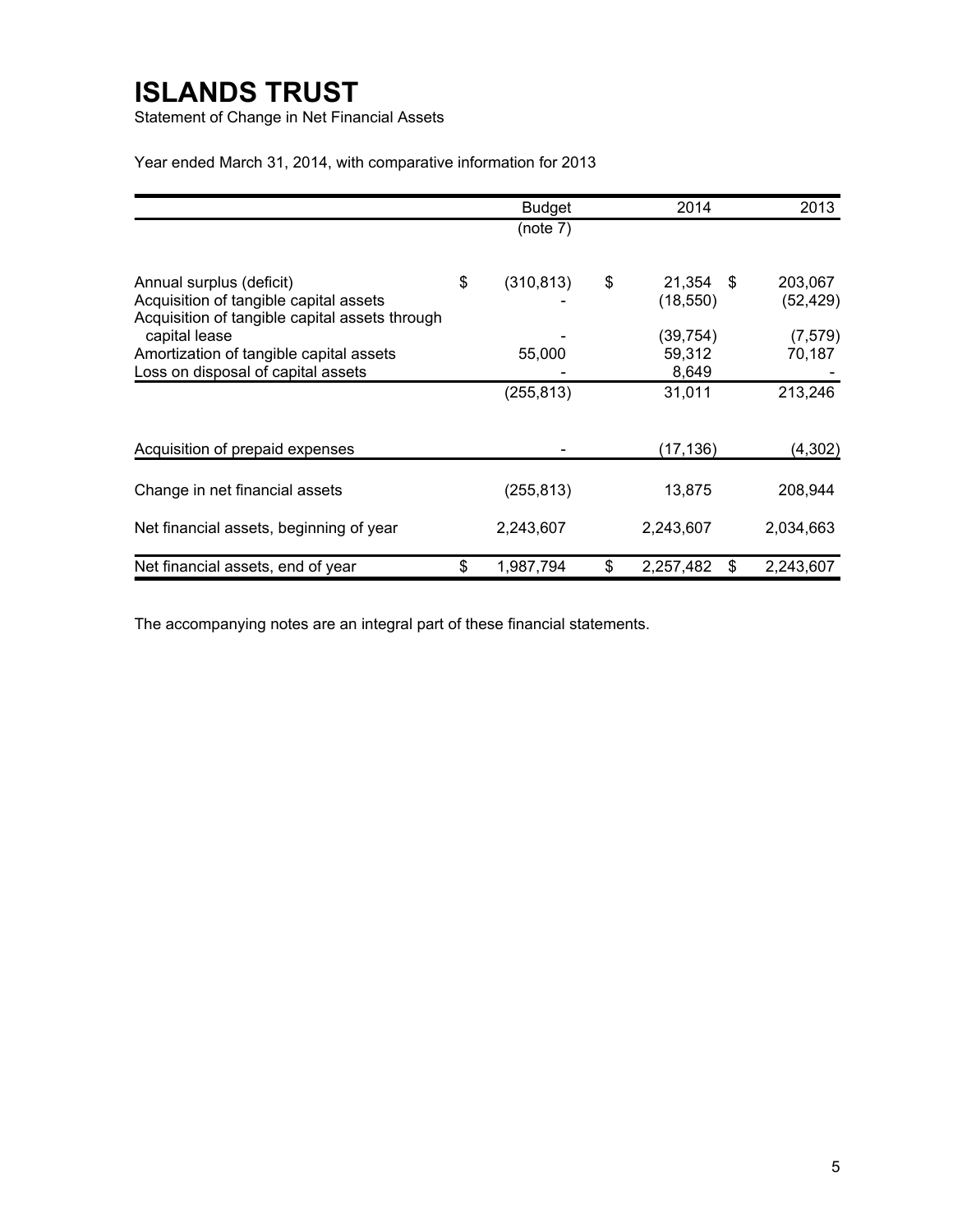# ISLANDS TRUST

Statement of Change in Net Financial Assets

Year ended March 31, 2014, with comparative information for 2013

| | Budget (note 7) | 2014 | 2013 |
|---|---|---|---|
| Annual surplus (deficit) | $ (310,813) | $ 21,354 | $ 203,067 |
| Acquisition of tangible capital assets | - | (18,550) | (52,429) |
| Acquisition of tangible capital assets through capital lease | - | (39,754) | (7,579) |
| Amortization of tangible capital assets | 55,000 | 59,312 | 70,187 |
| Loss on disposal of capital assets | - | 8,649 | - |
| | (255,813) | 31,011 | 213,246 |
| Acquisition of prepaid expenses | - | (17,136) | (4,302) |
| Change in net financial assets | (255,813) | 13,875 | 208,944 |
| Net financial assets, beginning of year | 2,243,607 | 2,243,607 | 2,034,663 |
| Net financial assets, end of year | $ 1,987,794 | $ 2,257,482 | $ 2,243,607 |

The accompanying notes are an integral part of these financial statements.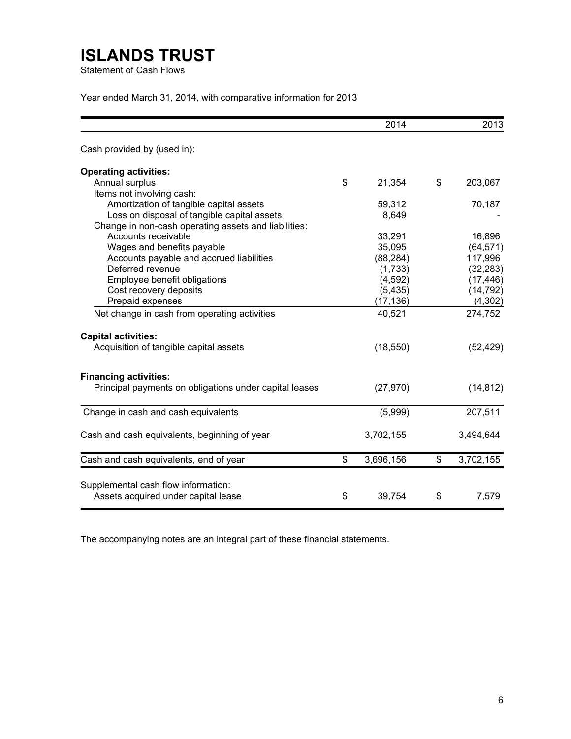# ISLANDS TRUST

Statement of Cash Flows

Year ended March 31, 2014, with comparative information for 2013

| | 2014 | 2013 |
|---|---|---|
| Cash provided by (used in): | | |
| **Operating activities:** | | |
| Annual surplus | $ 21,354 | $ 203,067 |
| Items not involving cash: | | |
| Amortization of tangible capital assets | 59,312 | 70,187 |
| Loss on disposal of tangible capital assets | 8,649 | - |
| Change in non-cash operating assets and liabilities: | | |
| Accounts receivable | 33,291 | 16,896 |
| Wages and benefits payable | 35,095 | (64,571) |
| Accounts payable and accrued liabilities | (88,284) | 117,996 |
| Deferred revenue | (1,733) | (32,283) |
| Employee benefit obligations | (4,592) | (17,446) |
| Cost recovery deposits | (5,435) | (14,792) |
| Prepaid expenses | (17,136) | (4,302) |
| Net change in cash from operating activities | 40,521 | 274,752 |
| **Capital activities:** | | |
| Acquisition of tangible capital assets | (18,550) | (52,429) |
| **Financing activities:** | | |
| Principal payments on obligations under capital leases | (27,970) | (14,812) |
| Change in cash and cash equivalents | (5,999) | 207,511 |
| Cash and cash equivalents, beginning of year | 3,702,155 | 3,494,644 |
| Cash and cash equivalents, end of year | $ 3,696,156 | $ 3,702,155 |
| Supplemental cash flow information: | | |
| Assets acquired under capital lease | $ 39,754 | $ 7,579 |

The accompanying notes are an integral part of these financial statements.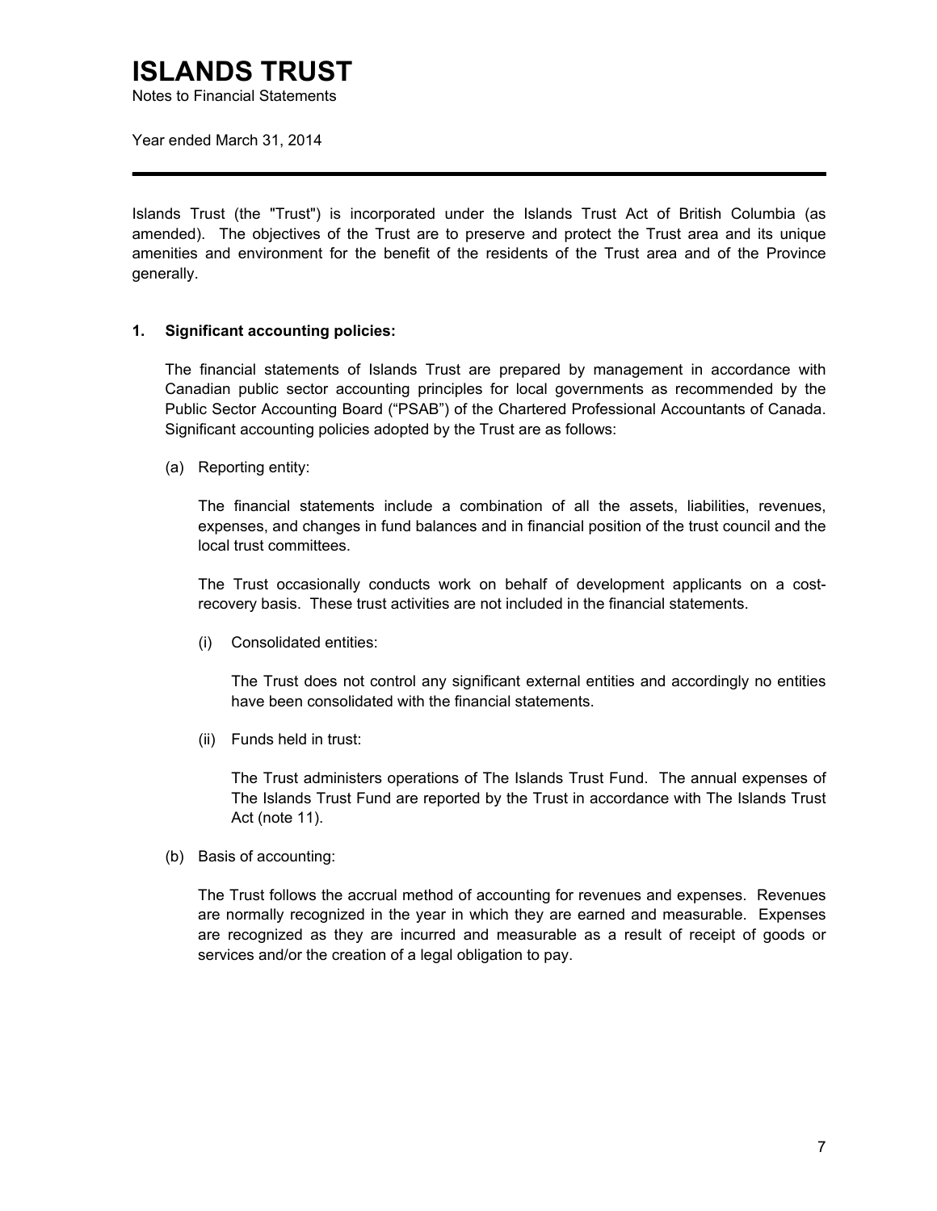# ISLANDS TRUST

Notes to Financial Statements

Year ended March 31, 2014

---

Islands Trust (the "Trust") is incorporated under the Islands Trust Act of British Columbia (as amended). The objectives of the Trust are to preserve and protect the Trust area and its unique amenities and environment for the benefit of the residents of the Trust area and of the Province generally.

**1. Significant accounting policies:**

The financial statements of Islands Trust are prepared by management in accordance with Canadian public sector accounting principles for local governments as recommended by the Public Sector Accounting Board ("PSAB") of the Chartered Professional Accountants of Canada. Significant accounting policies adopted by the Trust are as follows:

(a) Reporting entity:

The financial statements include a combination of all the assets, liabilities, revenues, expenses, and changes in fund balances and in financial position of the trust council and the local trust committees.

The Trust occasionally conducts work on behalf of development applicants on a cost-recovery basis. These trust activities are not included in the financial statements.

(i) Consolidated entities:

The Trust does not control any significant external entities and accordingly no entities have been consolidated with the financial statements.

(ii) Funds held in trust:

The Trust administers operations of The Islands Trust Fund. The annual expenses of The Islands Trust Fund are reported by the Trust in accordance with The Islands Trust Act (note 11).

(b) Basis of accounting:

The Trust follows the accrual method of accounting for revenues and expenses. Revenues are normally recognized in the year in which they are earned and measurable. Expenses are recognized as they are incurred and measurable as a result of receipt of goods or services and/or the creation of a legal obligation to pay.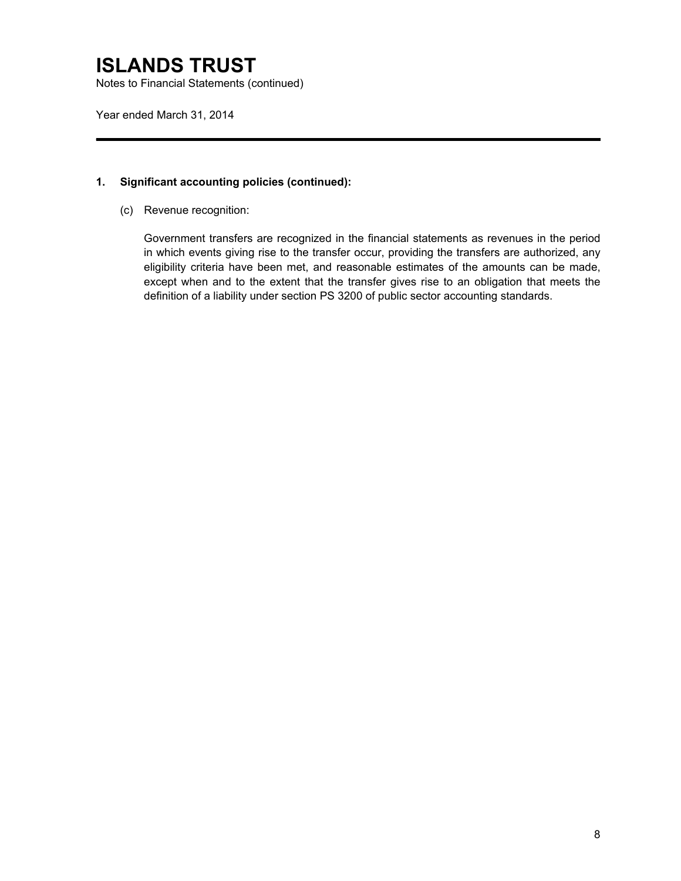# ISLANDS TRUST

Notes to Financial Statements (continued)

Year ended March 31, 2014

---

**1. Significant accounting policies (continued):**

(c) Revenue recognition:

Government transfers are recognized in the financial statements as revenues in the period in which events giving rise to the transfer occur, providing the transfers are authorized, any eligibility criteria have been met, and reasonable estimates of the amounts can be made, except when and to the extent that the transfer gives rise to an obligation that meets the definition of a liability under section PS 3200 of public sector accounting standards.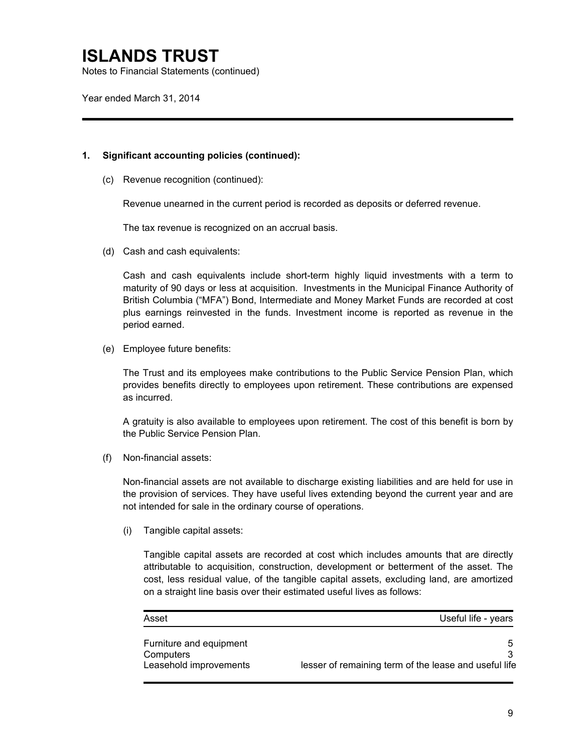# ISLANDS TRUST

Notes to Financial Statements (continued)

Year ended March 31, 2014

**1. Significant accounting policies (continued):**

(c) Revenue recognition (continued):

Revenue unearned in the current period is recorded as deposits or deferred revenue.

The tax revenue is recognized on an accrual basis.

(d) Cash and cash equivalents:

Cash and cash equivalents include short-term highly liquid investments with a term to maturity of 90 days or less at acquisition. Investments in the Municipal Finance Authority of British Columbia ("MFA") Bond, Intermediate and Money Market Funds are recorded at cost plus earnings reinvested in the funds. Investment income is reported as revenue in the period earned.

(e) Employee future benefits:

The Trust and its employees make contributions to the Public Service Pension Plan, which provides benefits directly to employees upon retirement. These contributions are expensed as incurred.

A gratuity is also available to employees upon retirement. The cost of this benefit is born by the Public Service Pension Plan.

(f) Non-financial assets:

Non-financial assets are not available to discharge existing liabilities and are held for use in the provision of services. They have useful lives extending beyond the current year and are not intended for sale in the ordinary course of operations.

(i) Tangible capital assets:

Tangible capital assets are recorded at cost which includes amounts that are directly attributable to acquisition, construction, development or betterment of the asset. The cost, less residual value, of the tangible capital assets, excluding land, are amortized on a straight line basis over their estimated useful lives as follows:

| Asset | Useful life - years |
|---|---|
| Furniture and equipment | 5 |
| Computers | 3 |
| Leasehold improvements | lesser of remaining term of the lease and useful life |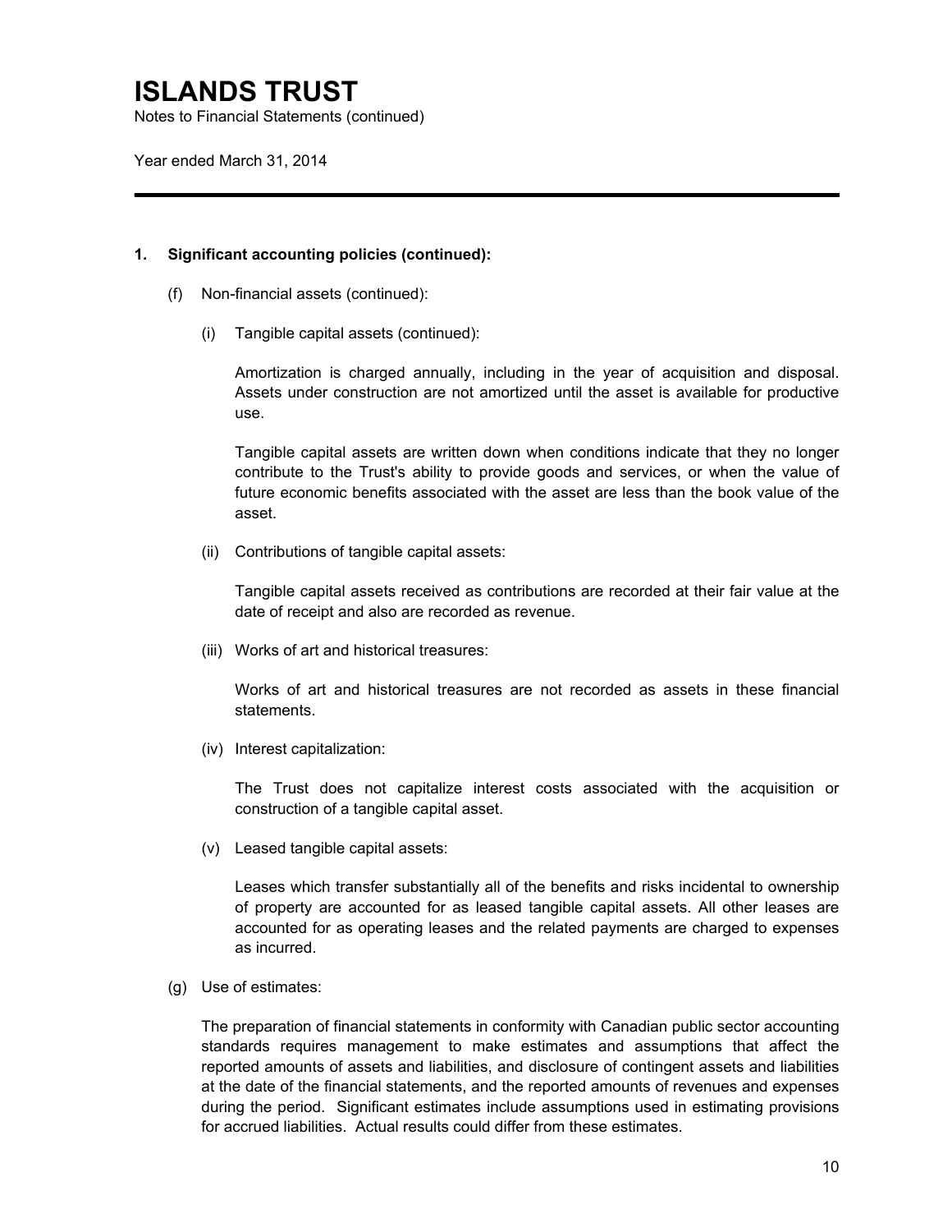# ISLANDS TRUST

Notes to Financial Statements (continued)

Year ended March 31, 2014

---

## 1. Significant accounting policies (continued):

(f) Non-financial assets (continued):

(i) Tangible capital assets (continued):

Amortization is charged annually, including in the year of acquisition and disposal. Assets under construction are not amortized until the asset is available for productive use.

Tangible capital assets are written down when conditions indicate that they no longer contribute to the Trust's ability to provide goods and services, or when the value of future economic benefits associated with the asset are less than the book value of the asset.

(ii) Contributions of tangible capital assets:

Tangible capital assets received as contributions are recorded at their fair value at the date of receipt and also are recorded as revenue.

(iii) Works of art and historical treasures:

Works of art and historical treasures are not recorded as assets in these financial statements.

(iv) Interest capitalization:

The Trust does not capitalize interest costs associated with the acquisition or construction of a tangible capital asset.

(v) Leased tangible capital assets:

Leases which transfer substantially all of the benefits and risks incidental to ownership of property are accounted for as leased tangible capital assets. All other leases are accounted for as operating leases and the related payments are charged to expenses as incurred.

(g) Use of estimates:

The preparation of financial statements in conformity with Canadian public sector accounting standards requires management to make estimates and assumptions that affect the reported amounts of assets and liabilities, and disclosure of contingent assets and liabilities at the date of the financial statements, and the reported amounts of revenues and expenses during the period. Significant estimates include assumptions used in estimating provisions for accrued liabilities. Actual results could differ from these estimates.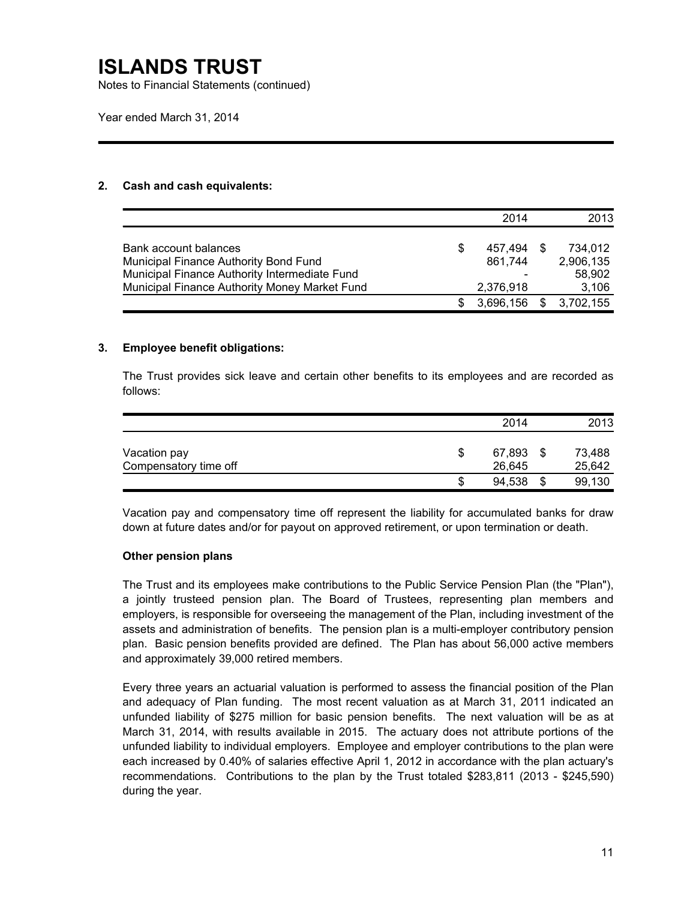# ISLANDS TRUST

Notes to Financial Statements (continued)

Year ended March 31, 2014

## 2. Cash and cash equivalents:

| | 2014 | 2013 |
|---|---|---|
| Bank account balances | $ 457,494 | $ 734,012 |
| Municipal Finance Authority Bond Fund | 861,744 | 2,906,135 |
| Municipal Finance Authority Intermediate Fund | - | 58,902 |
| Municipal Finance Authority Money Market Fund | 2,376,918 | 3,106 |
| | $ 3,696,156 | $ 3,702,155 |

## 3. Employee benefit obligations:

The Trust provides sick leave and certain other benefits to its employees and are recorded as follows:

| | 2014 | 2013 |
|---|---|---|
| Vacation pay | $ 67,893 | $ 73,488 |
| Compensatory time off | 26,645 | 25,642 |
| | $ 94,538 | $ 99,130 |

Vacation pay and compensatory time off represent the liability for accumulated banks for draw down at future dates and/or for payout on approved retirement, or upon termination or death.

**Other pension plans**

The Trust and its employees make contributions to the Public Service Pension Plan (the "Plan"), a jointly trusteed pension plan. The Board of Trustees, representing plan members and employers, is responsible for overseeing the management of the Plan, including investment of the assets and administration of benefits. The pension plan is a multi-employer contributory pension plan. Basic pension benefits provided are defined. The Plan has about 56,000 active members and approximately 39,000 retired members.

Every three years an actuarial valuation is performed to assess the financial position of the Plan and adequacy of Plan funding. The most recent valuation as at March 31, 2011 indicated an unfunded liability of $275 million for basic pension benefits. The next valuation will be as at March 31, 2014, with results available in 2015. The actuary does not attribute portions of the unfunded liability to individual employers. Employee and employer contributions to the plan were each increased by 0.40% of salaries effective April 1, 2012 in accordance with the plan actuary's recommendations. Contributions to the plan by the Trust totaled $283,811 (2013 - $245,590) during the year.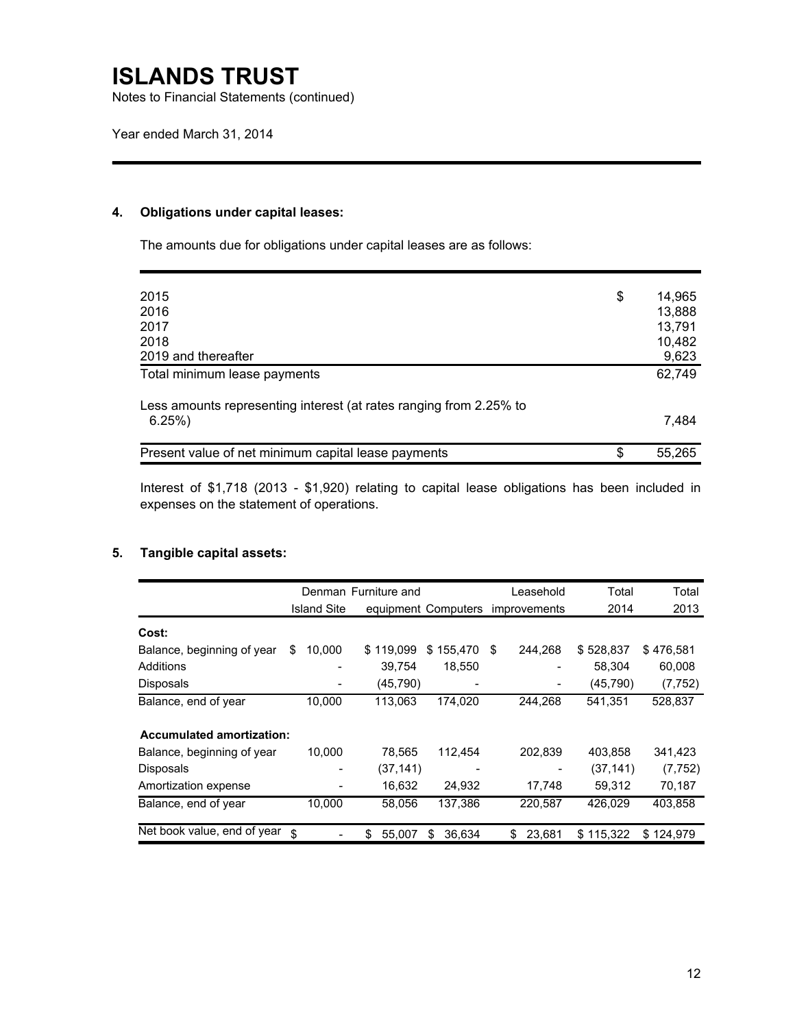# ISLANDS TRUST

Notes to Financial Statements (continued)

Year ended March 31, 2014

## 4. Obligations under capital leases:

The amounts due for obligations under capital leases are as follows:

| | | |
|---|---|---|
| 2015 | $ | 14,965 |
| 2016 | | 13,888 |
| 2017 | | 13,791 |
| 2018 | | 10,482 |
| 2019 and thereafter | | 9,623 |
| Total minimum lease payments | | 62,749 |
| Less amounts representing interest (at rates ranging from 2.25% to 6.25%) | | 7,484 |
| Present value of net minimum capital lease payments | $ | 55,265 |

Interest of $1,718 (2013 - $1,920) relating to capital lease obligations has been included in expenses on the statement of operations.

## 5. Tangible capital assets:

| | Denman Island Site | Furniture and equipment | Computers | Leasehold improvements | Total 2014 | Total 2013 |
|---|---|---|---|---|---|---|
| **Cost:** | | | | | | |
| Balance, beginning of year | $ 10,000 | $ 119,099 | $ 155,470 | $ 244,268 | $ 528,837 | $ 476,581 |
| Additions | - | 39,754 | 18,550 | - | 58,304 | 60,008 |
| Disposals | - | (45,790) | - | - | (45,790) | (7,752) |
| Balance, end of year | 10,000 | 113,063 | 174,020 | 244,268 | 541,351 | 528,837 |
| **Accumulated amortization:** | | | | | | |
| Balance, beginning of year | 10,000 | 78,565 | 112,454 | 202,839 | 403,858 | 341,423 |
| Disposals | - | (37,141) | - | - | (37,141) | (7,752) |
| Amortization expense | - | 16,632 | 24,932 | 17,748 | 59,312 | 70,187 |
| Balance, end of year | 10,000 | 58,056 | 137,386 | 220,587 | 426,029 | 403,858 |
| Net book value, end of year | $ - | $ 55,007 | $ 36,634 | $ 23,681 | $ 115,322 | $ 124,979 |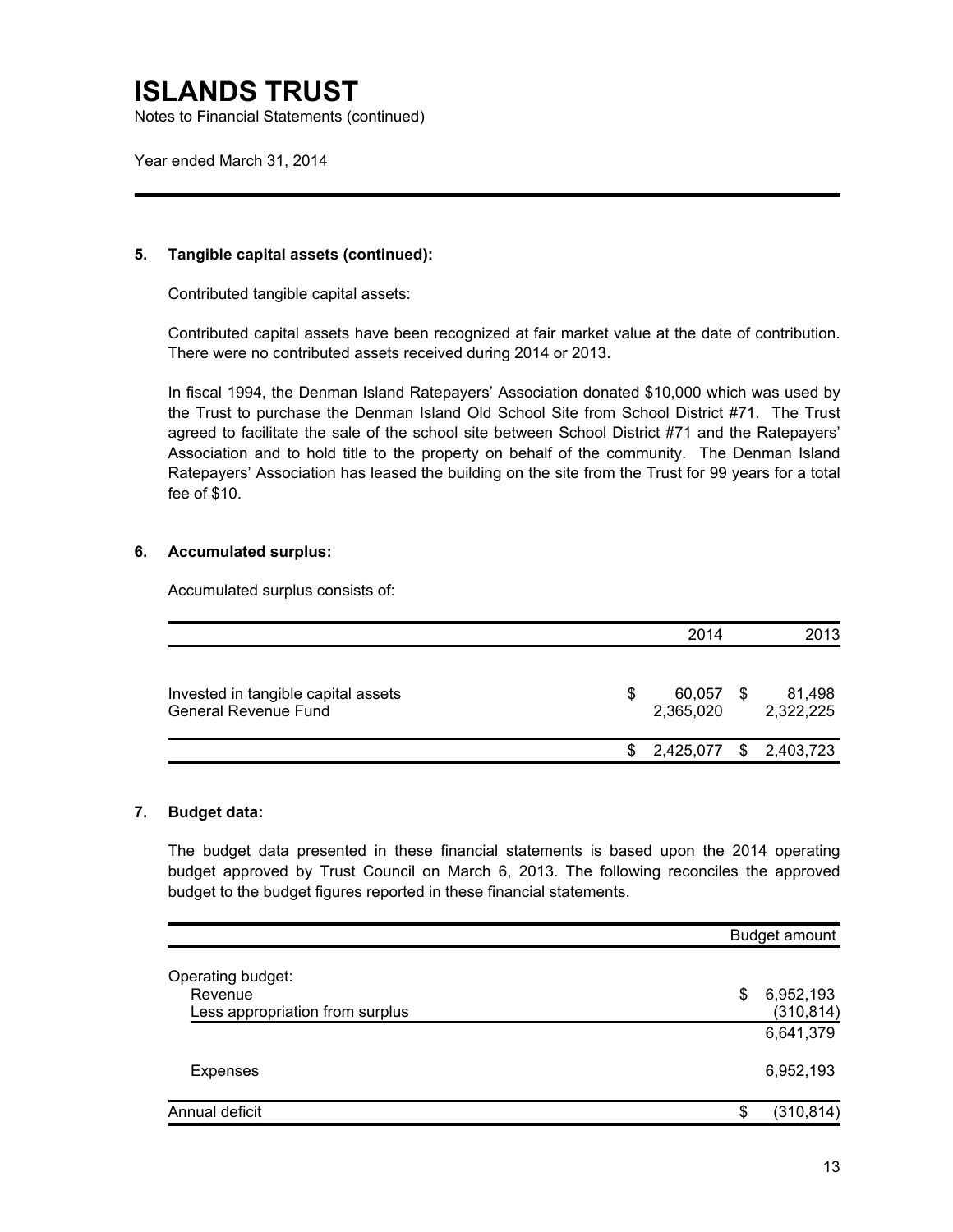# ISLANDS TRUST

Notes to Financial Statements (continued)

Year ended March 31, 2014

### 5. Tangible capital assets (continued):

Contributed tangible capital assets:

Contributed capital assets have been recognized at fair market value at the date of contribution. There were no contributed assets received during 2014 or 2013.

In fiscal 1994, the Denman Island Ratepayers' Association donated $10,000 which was used by the Trust to purchase the Denman Island Old School Site from School District #71. The Trust agreed to facilitate the sale of the school site between School District #71 and the Ratepayers' Association and to hold title to the property on behalf of the community. The Denman Island Ratepayers' Association has leased the building on the site from the Trust for 99 years for a total fee of $10.

### 6. Accumulated surplus:

Accumulated surplus consists of:

| | 2014 | 2013 |
|---|---|---|
| Invested in tangible capital assets | $ 60,057 | $ 81,498 |
| General Revenue Fund | 2,365,020 | 2,322,225 |
| | $ 2,425,077 | $ 2,403,723 |

### 7. Budget data:

The budget data presented in these financial statements is based upon the 2014 operating budget approved by Trust Council on March 6, 2013. The following reconciles the approved budget to the budget figures reported in these financial statements.

| | Budget amount |
|---|---|
| Operating budget: | |
| Revenue | $ 6,952,193 |
| Less appropriation from surplus | (310,814) |
| | 6,641,379 |
| Expenses | 6,952,193 |
| Annual deficit | $ (310,814) |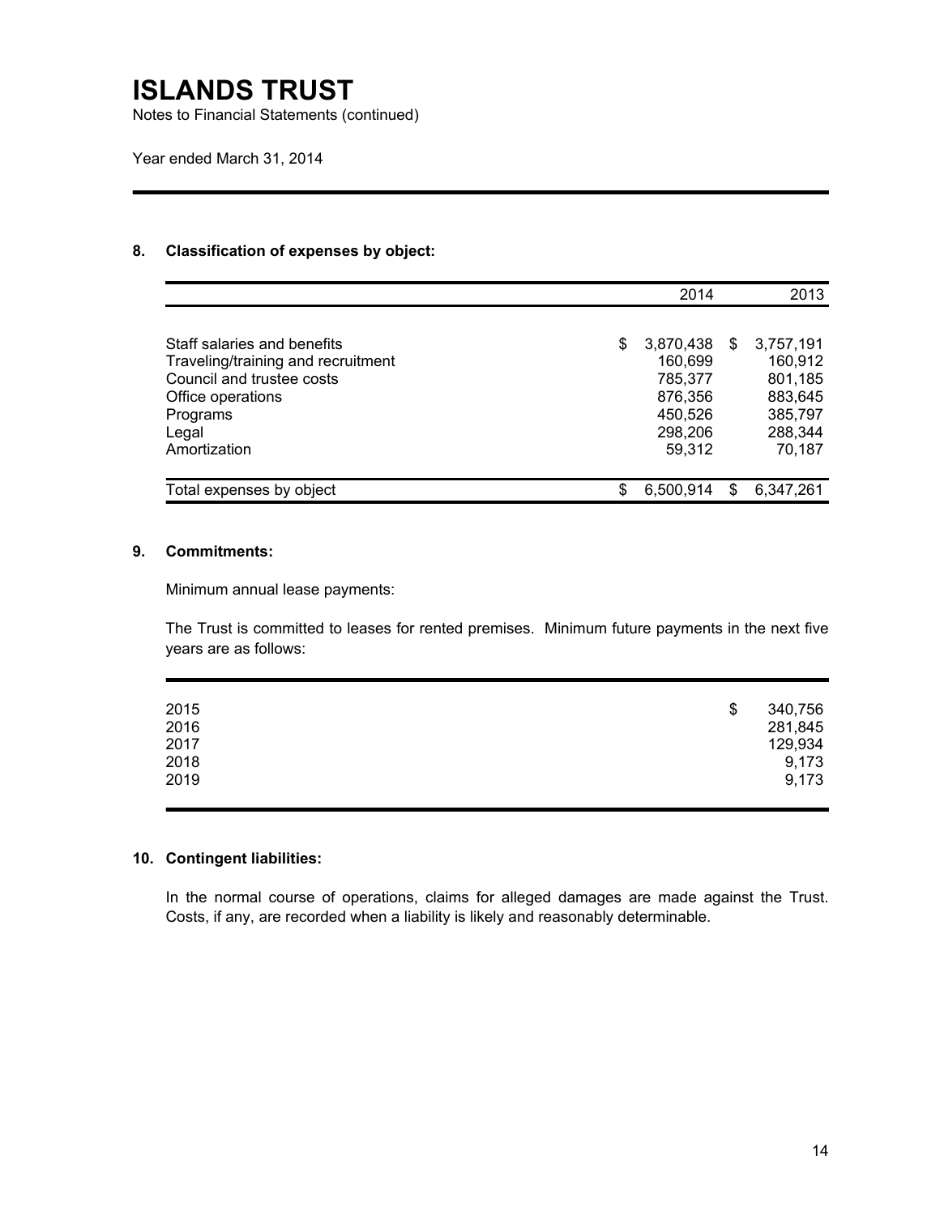# ISLANDS TRUST

Notes to Financial Statements (continued)

Year ended March 31, 2014

## 8. Classification of expenses by object:

| | 2014 | 2013 |
|---|---|---|
| Staff salaries and benefits | $ 3,870,438 | $ 3,757,191 |
| Traveling/training and recruitment | 160,699 | 160,912 |
| Council and trustee costs | 785,377 | 801,185 |
| Office operations | 876,356 | 883,645 |
| Programs | 450,526 | 385,797 |
| Legal | 298,206 | 288,344 |
| Amortization | 59,312 | 70,187 |
| Total expenses by object | $ 6,500,914 | $ 6,347,261 |

## 9. Commitments:

Minimum annual lease payments:

The Trust is committed to leases for rented premises. Minimum future payments in the next five years are as follows:

| | |
|---|---|
| 2015 | $ 340,756 |
| 2016 | 281,845 |
| 2017 | 129,934 |
| 2018 | 9,173 |
| 2019 | 9,173 |

## 10. Contingent liabilities:

In the normal course of operations, claims for alleged damages are made against the Trust. Costs, if any, are recorded when a liability is likely and reasonably determinable.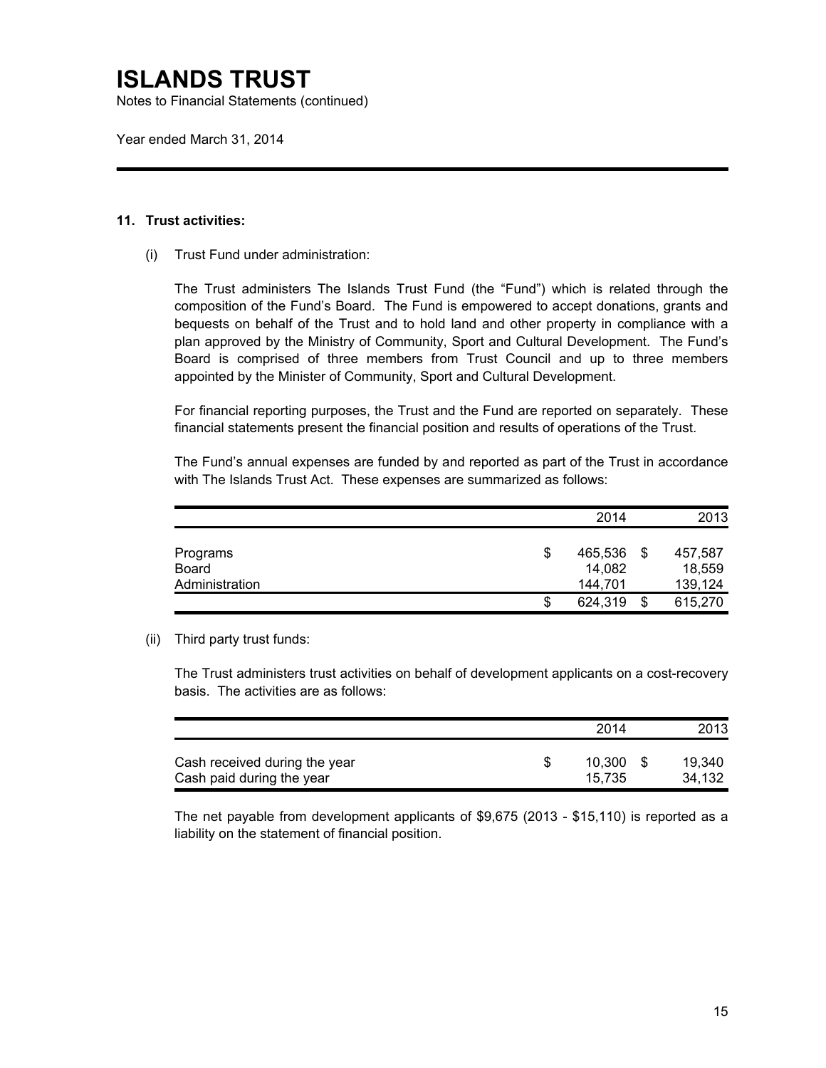# ISLANDS TRUST

Notes to Financial Statements (continued)

Year ended March 31, 2014

**11. Trust activities:**

(i) Trust Fund under administration:

The Trust administers The Islands Trust Fund (the "Fund") which is related through the composition of the Fund's Board. The Fund is empowered to accept donations, grants and bequests on behalf of the Trust and to hold land and other property in compliance with a plan approved by the Ministry of Community, Sport and Cultural Development. The Fund's Board is comprised of three members from Trust Council and up to three members appointed by the Minister of Community, Sport and Cultural Development.

For financial reporting purposes, the Trust and the Fund are reported on separately. These financial statements present the financial position and results of operations of the Trust.

The Fund's annual expenses are funded by and reported as part of the Trust in accordance with The Islands Trust Act. These expenses are summarized as follows:

| | 2014 | 2013 |
|---|---|---|
| Programs | $ 465,536 | $ 457,587 |
| Board | 14,082 | 18,559 |
| Administration | 144,701 | 139,124 |
| | $ 624,319 | $ 615,270 |

(ii) Third party trust funds:

The Trust administers trust activities on behalf of development applicants on a cost-recovery basis. The activities are as follows:

| | 2014 | 2013 |
|---|---|---|
| Cash received during the year | $ 10,300 | $ 19,340 |
| Cash paid during the year | 15,735 | 34,132 |

The net payable from development applicants of $9,675 (2013 - $15,110) is reported as a liability on the statement of financial position.